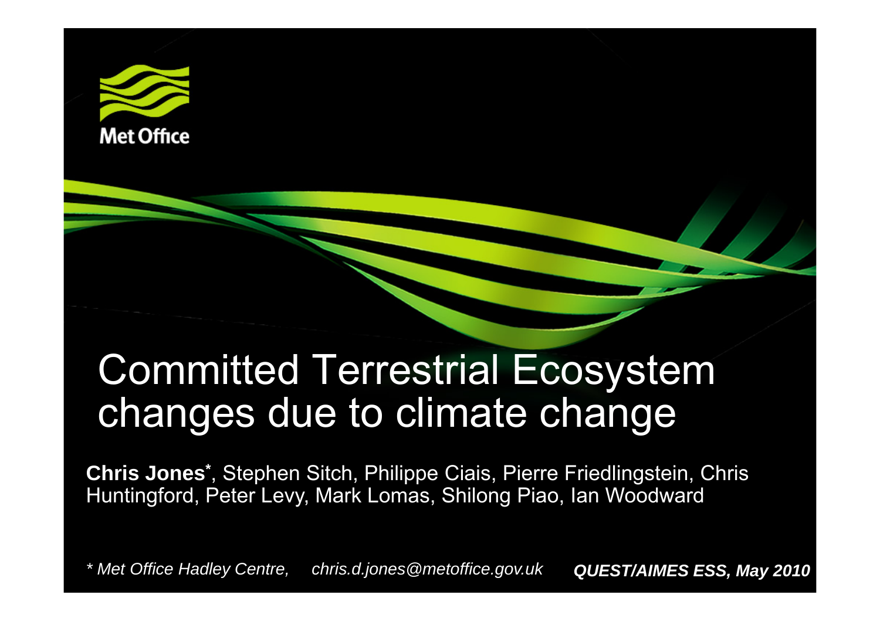Met Office

# Committed Terrestrial Ecosystem changes due to climate change

**Chris Jones***, Stephen Sitch, Philippe Ciais, Pierre Friedlingstein, Chris Huntingford, Peter Levy, Mark Lomas, Shilong Piao, Ian Woodward

*\* Met Office Hadley Centre, chris.d.jones@metoffice.gov.uk* ***QUEST/AIMES ESS, May 2010***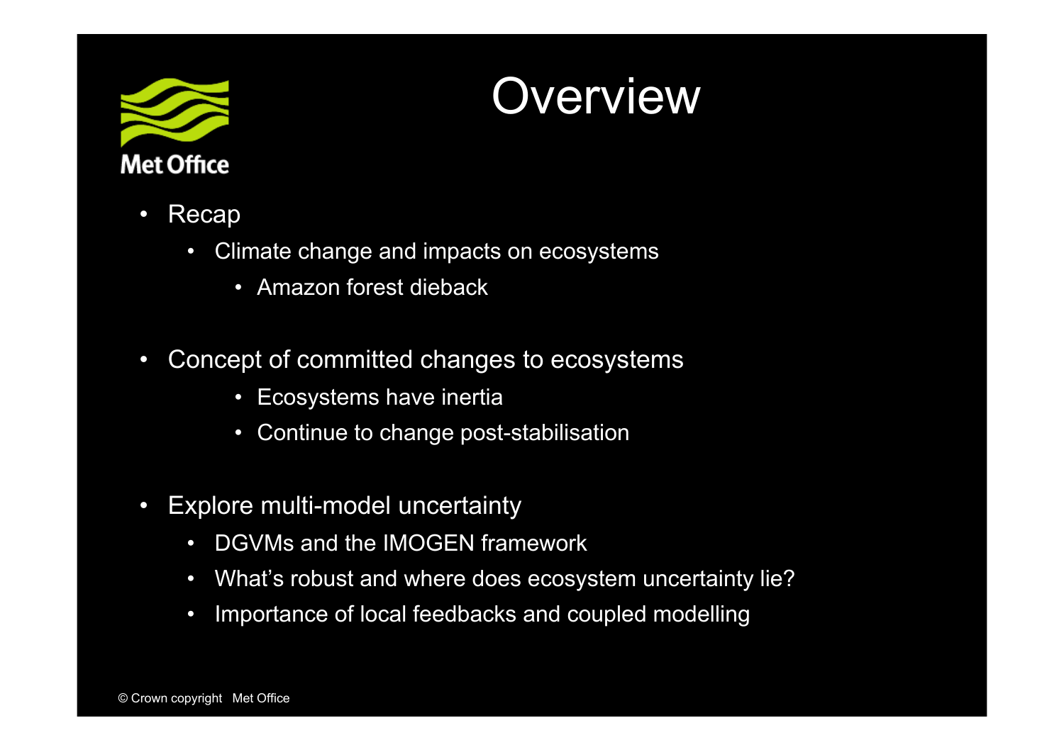# Overview

- Recap
  - Climate change and impacts on ecosystems
    - Amazon forest dieback
- Concept of committed changes to ecosystems
    - Ecosystems have inertia
    - Continue to change post-stabilisation
- Explore multi-model uncertainty
  - DGVMs and the IMOGEN framework
  - What's robust and where does ecosystem uncertainty lie?
  - Importance of local feedbacks and coupled modelling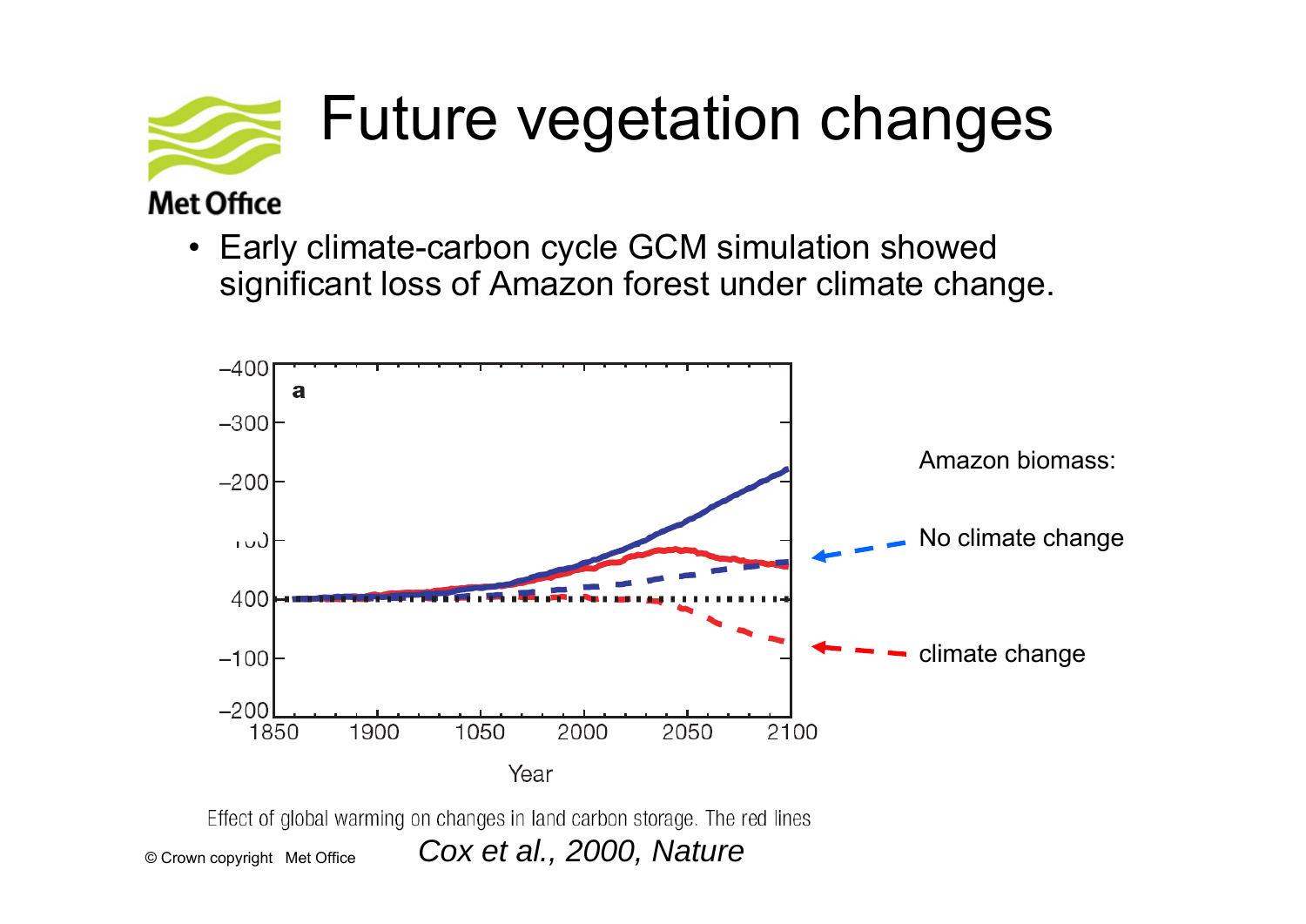# Future vegetation changes

- Early climate-carbon cycle GCM simulation showed significant loss of Amazon forest under climate change.

Amazon biomass:

No climate change

climate change

Effect of global warming on changes in land carbon storage. The red lines

*Cox et al., 2000, Nature*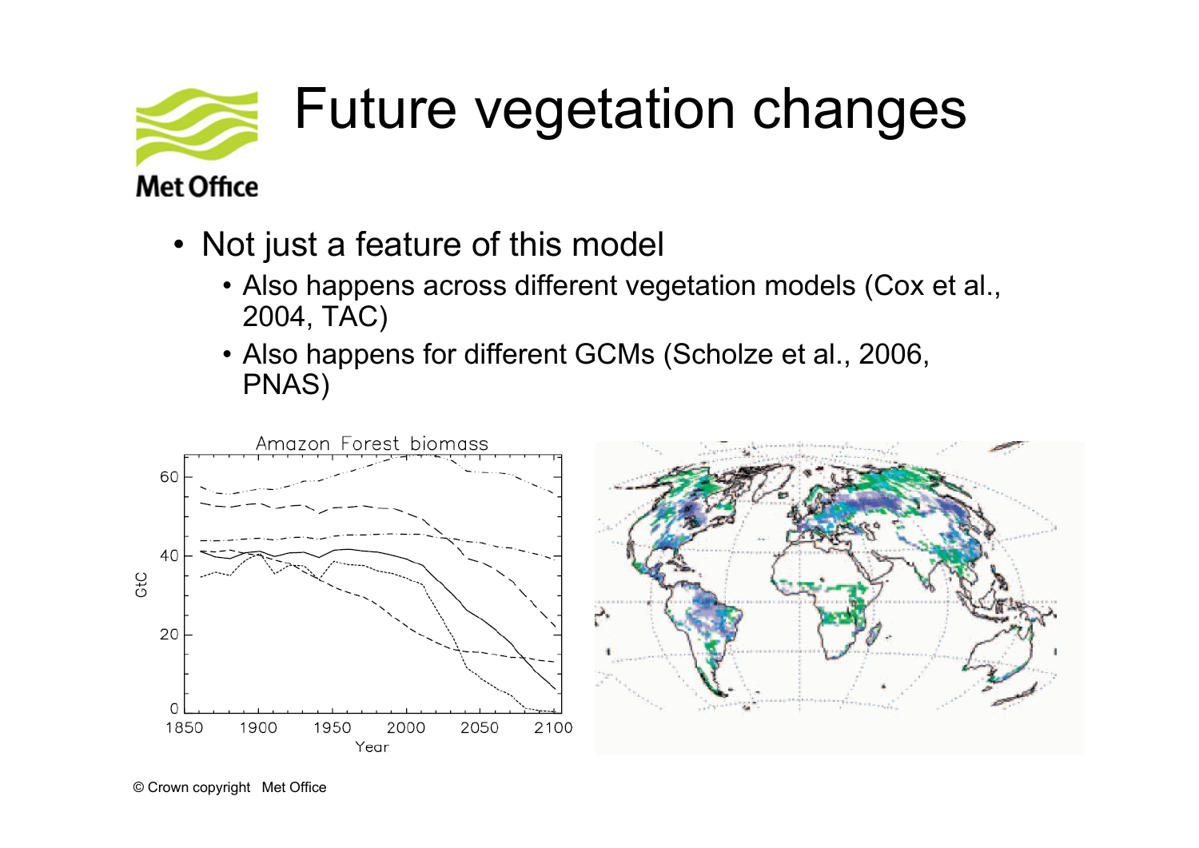# Future vegetation changes

- Not just a feature of this model
  - Also happens across different vegetation models (Cox et al., 2004, TAC)
  - Also happens for different GCMs (Scholze et al., 2006, PNAS)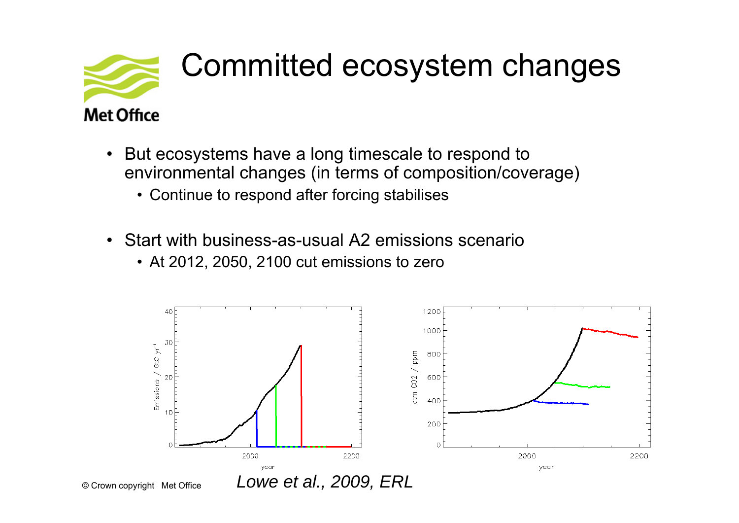# Committed ecosystem changes

- But ecosystems have a long timescale to respond to environmental changes (in terms of composition/coverage)
  - Continue to respond after forcing stabilises
- Start with business-as-usual A2 emissions scenario
  - At 2012, 2050, 2100 cut emissions to zero

*Lowe et al., 2009, ERL*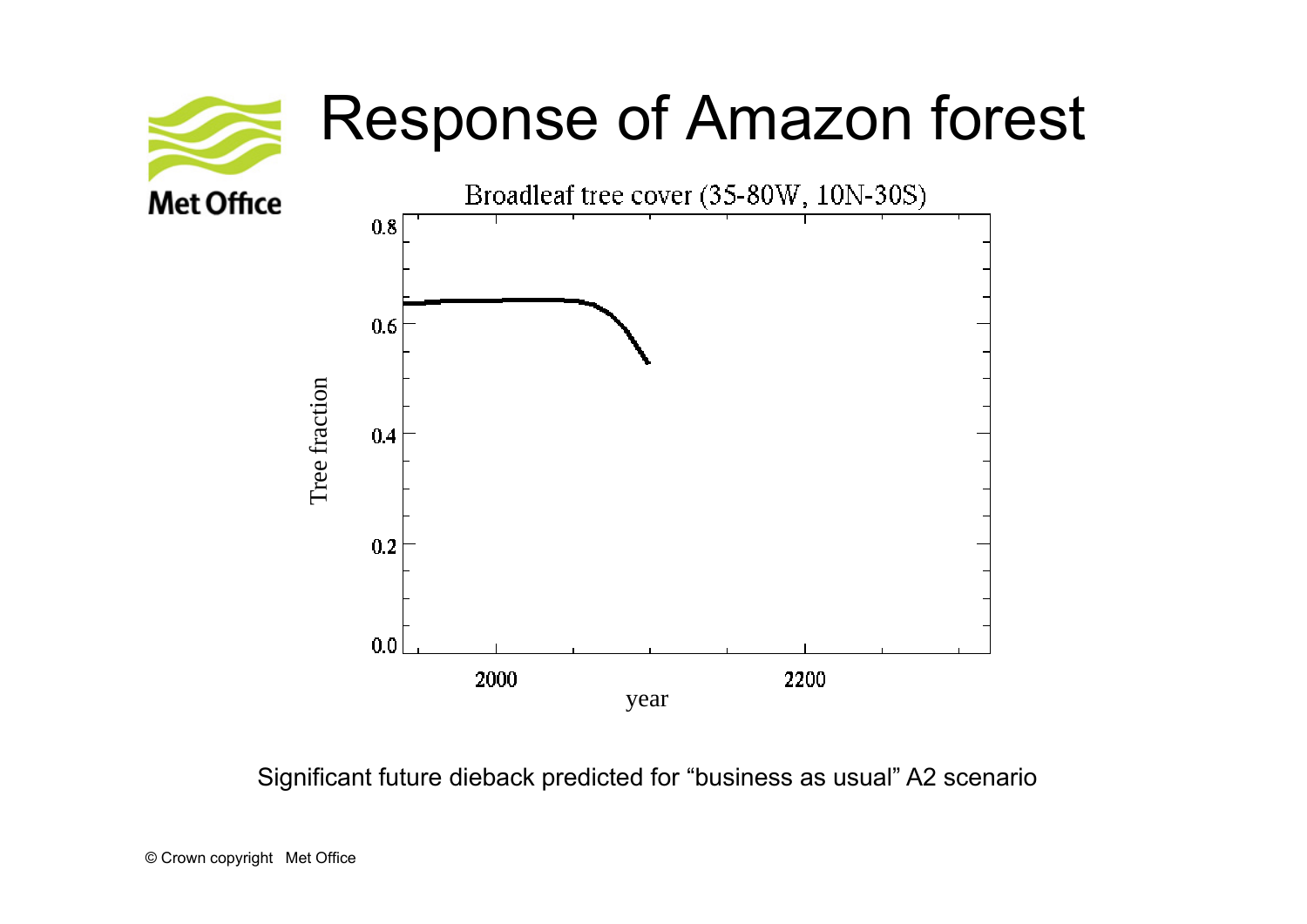# Response of Amazon forest

Broadleaf tree cover (35-80W, 10N-30S)

Significant future dieback predicted for "business as usual" A2 scenario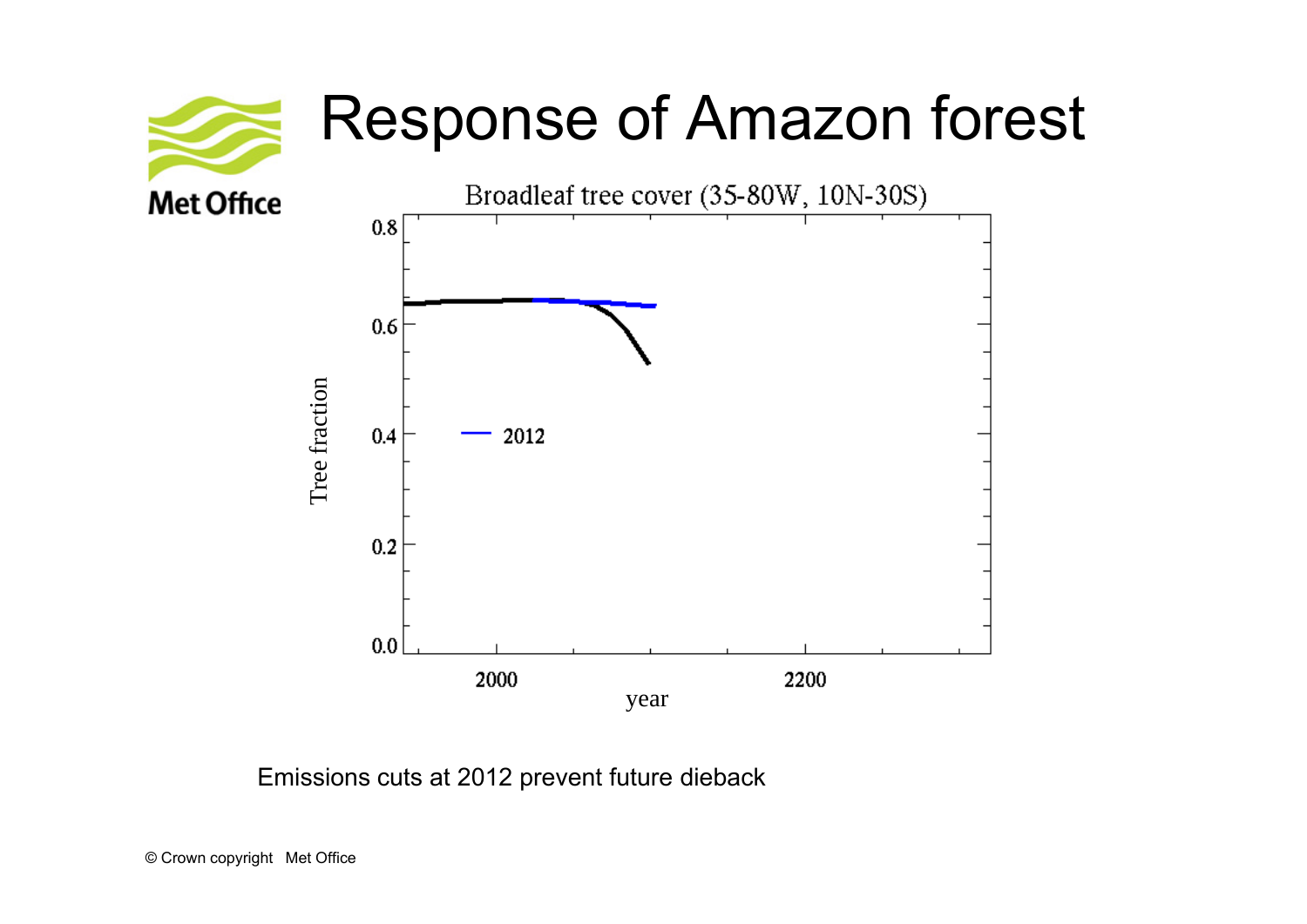# Response of Amazon forest

Broadleaf tree cover (35-80W, 10N-30S)

Emissions cuts at 2012 prevent future dieback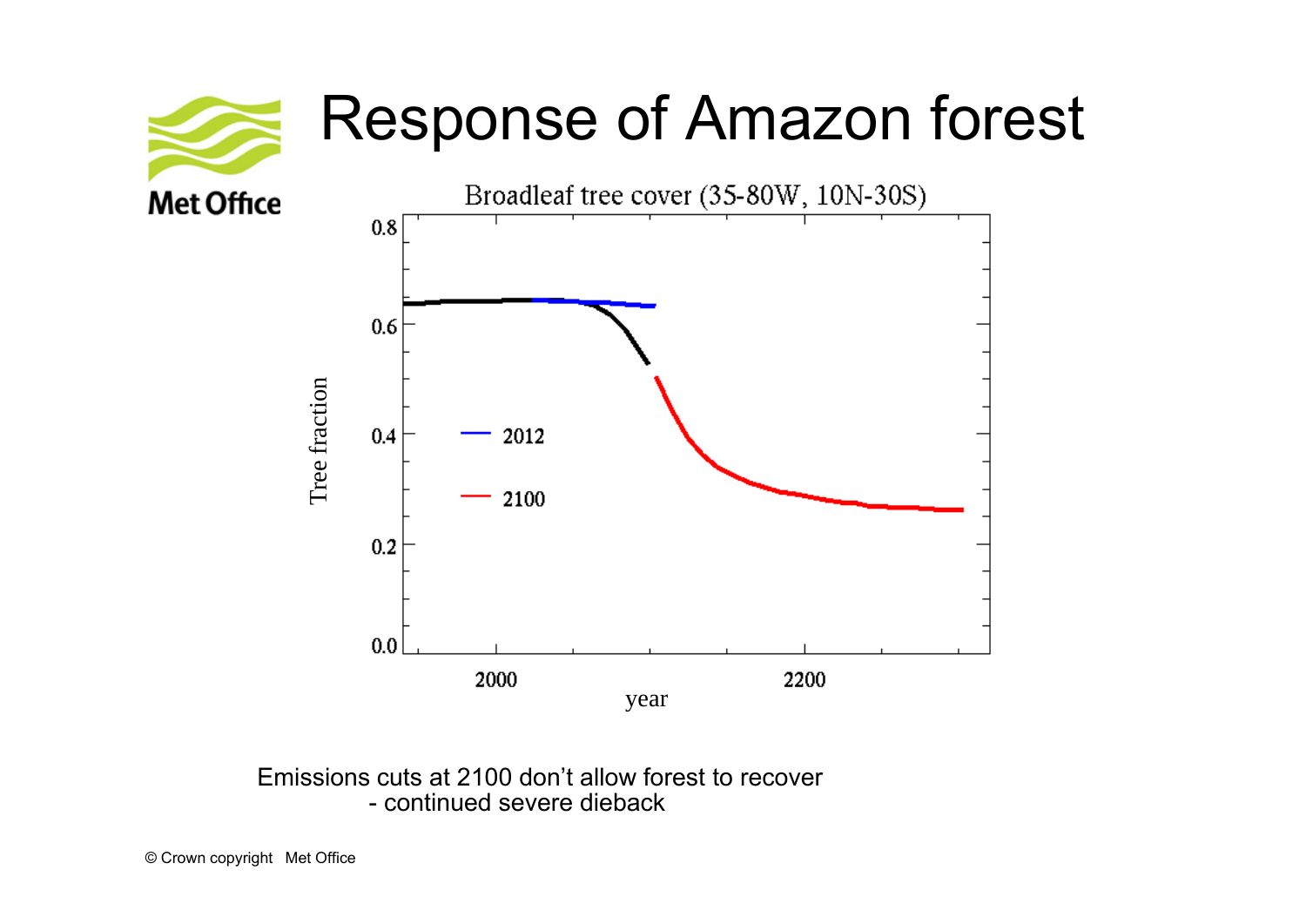# Response of Amazon forest

Emissions cuts at 2100 don't allow forest to recover
- continued severe dieback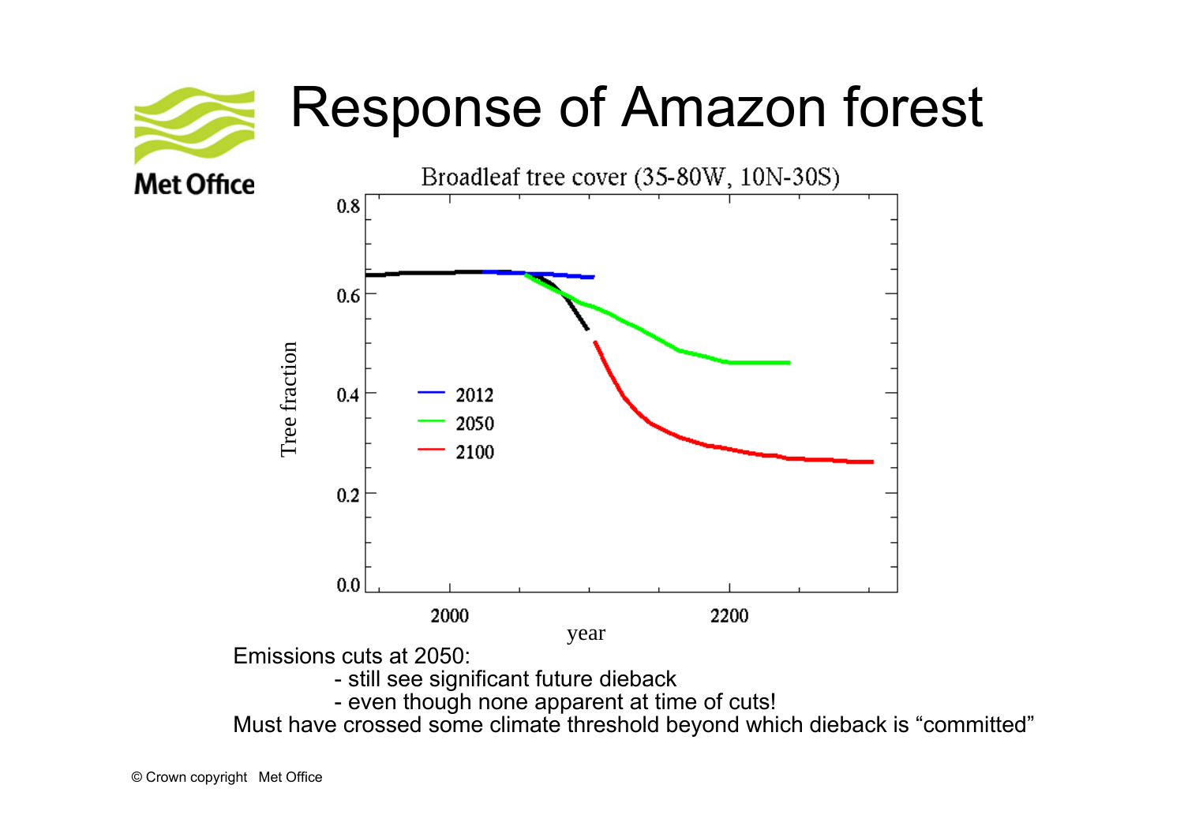# Response of Amazon forest

Broadleaf tree cover (35-80W, 10N-30S)

Emissions cuts at 2050:

- still see significant future dieback
- even though none apparent at time of cuts!

Must have crossed some climate threshold beyond which dieback is "committed"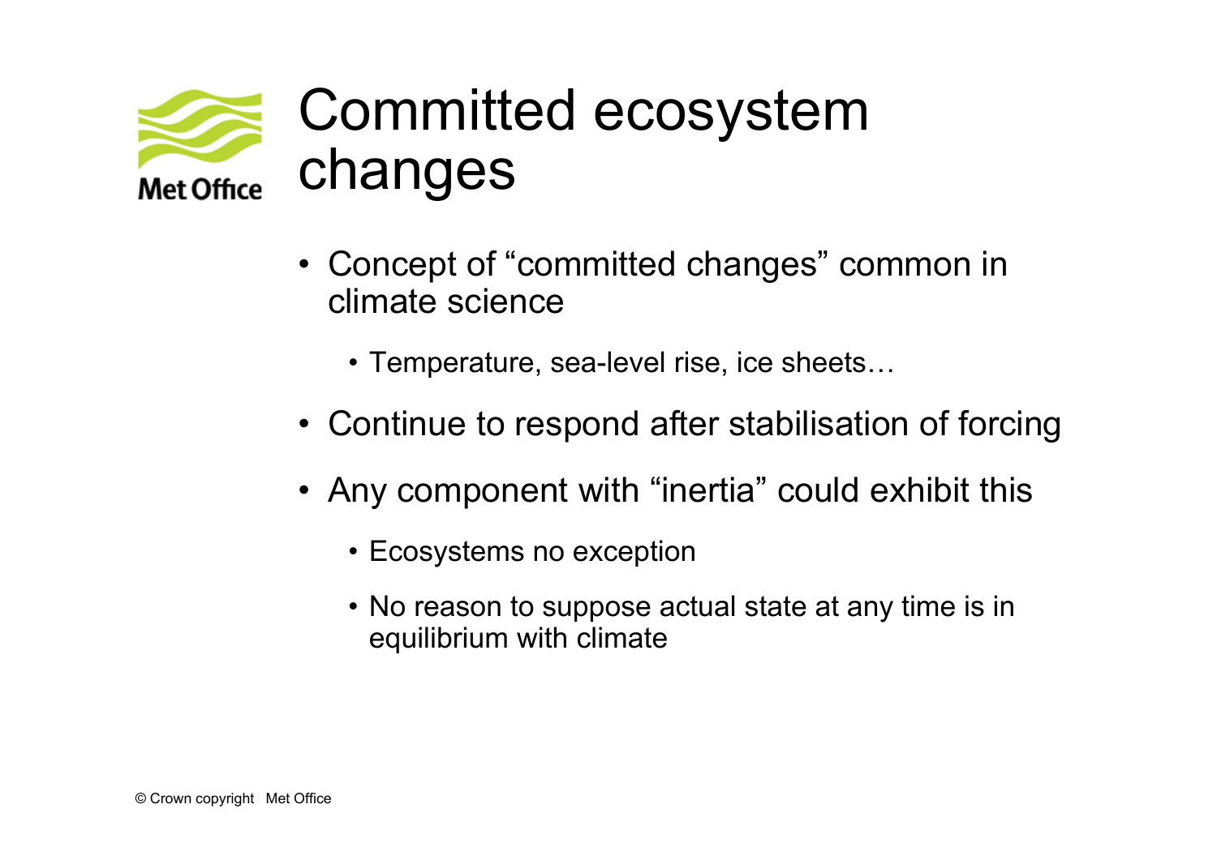# Committed ecosystem changes

- Concept of “committed changes” common in climate science
  - Temperature, sea-level rise, ice sheets…
- Continue to respond after stabilisation of forcing
- Any component with “inertia” could exhibit this
  - Ecosystems no exception
  - No reason to suppose actual state at any time is in equilibrium with climate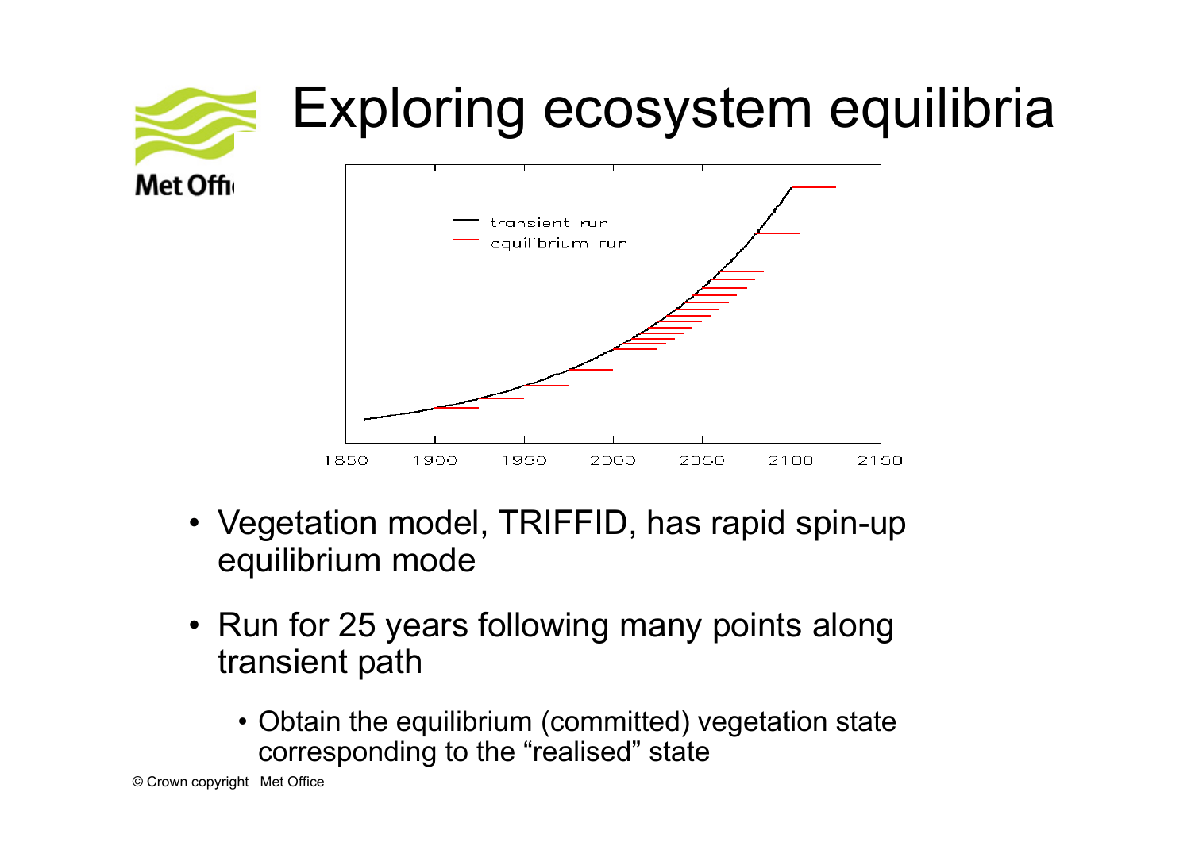# Exploring ecosystem equilibria

- Vegetation model, TRIFFID, has rapid spin-up equilibrium mode
- Run for 25 years following many points along transient path
    - Obtain the equilibrium (committed) vegetation state corresponding to the "realised" state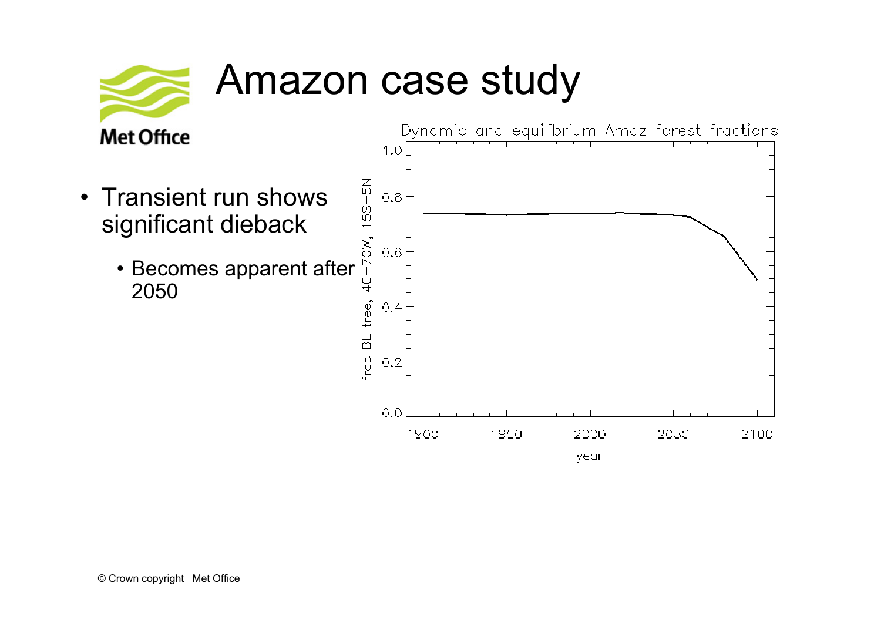# Amazon case study

- Transient run shows significant dieback
  - Becomes apparent after 2050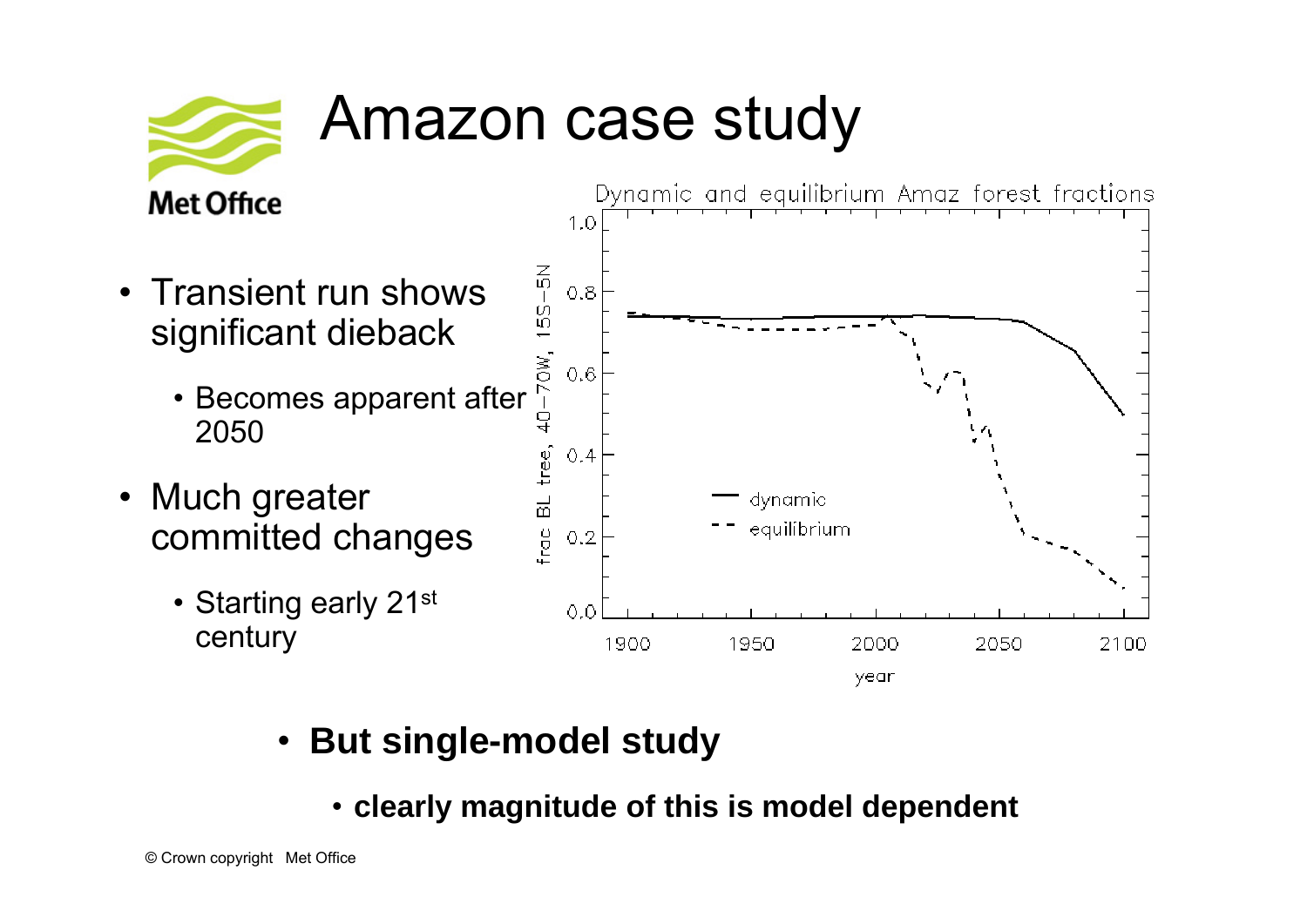# Amazon case study

- Transient run shows significant dieback
  - Becomes apparent after 2050
- Much greater committed changes
  - Starting early 21st century

- **But single-model study**
  - **clearly magnitude of this is model dependent**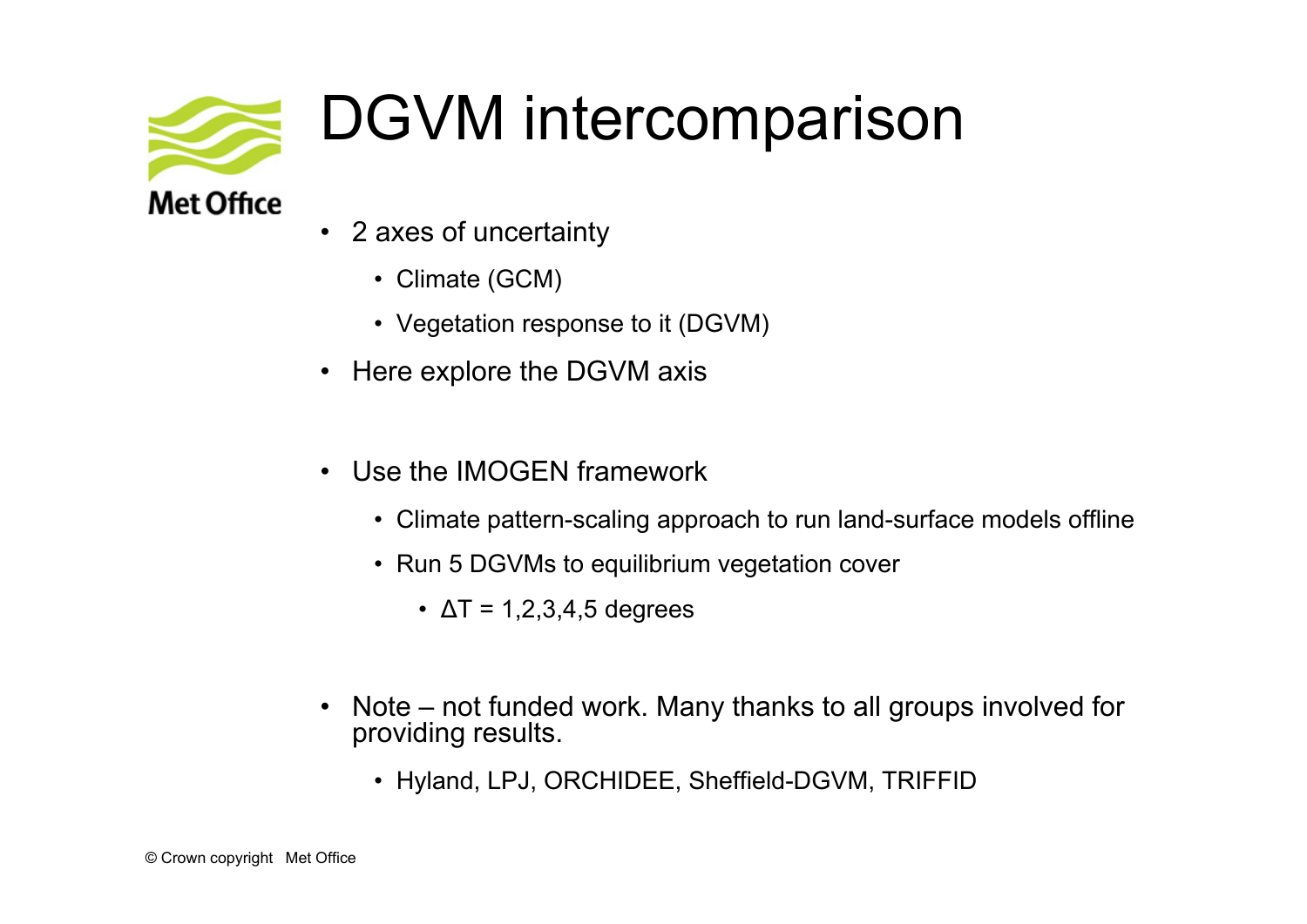# DGVM intercomparison

- 2 axes of uncertainty
  - Climate (GCM)
  - Vegetation response to it (DGVM)
- Here explore the DGVM axis
- Use the IMOGEN framework
  - Climate pattern-scaling approach to run land-surface models offline
  - Run 5 DGVMs to equilibrium vegetation cover
    - $\Delta T$ = 1,2,3,4,5 degrees
- Note – not funded work. Many thanks to all groups involved for providing results.
  - Hyland, LPJ, ORCHIDEE, Sheffield-DGVM, TRIFFID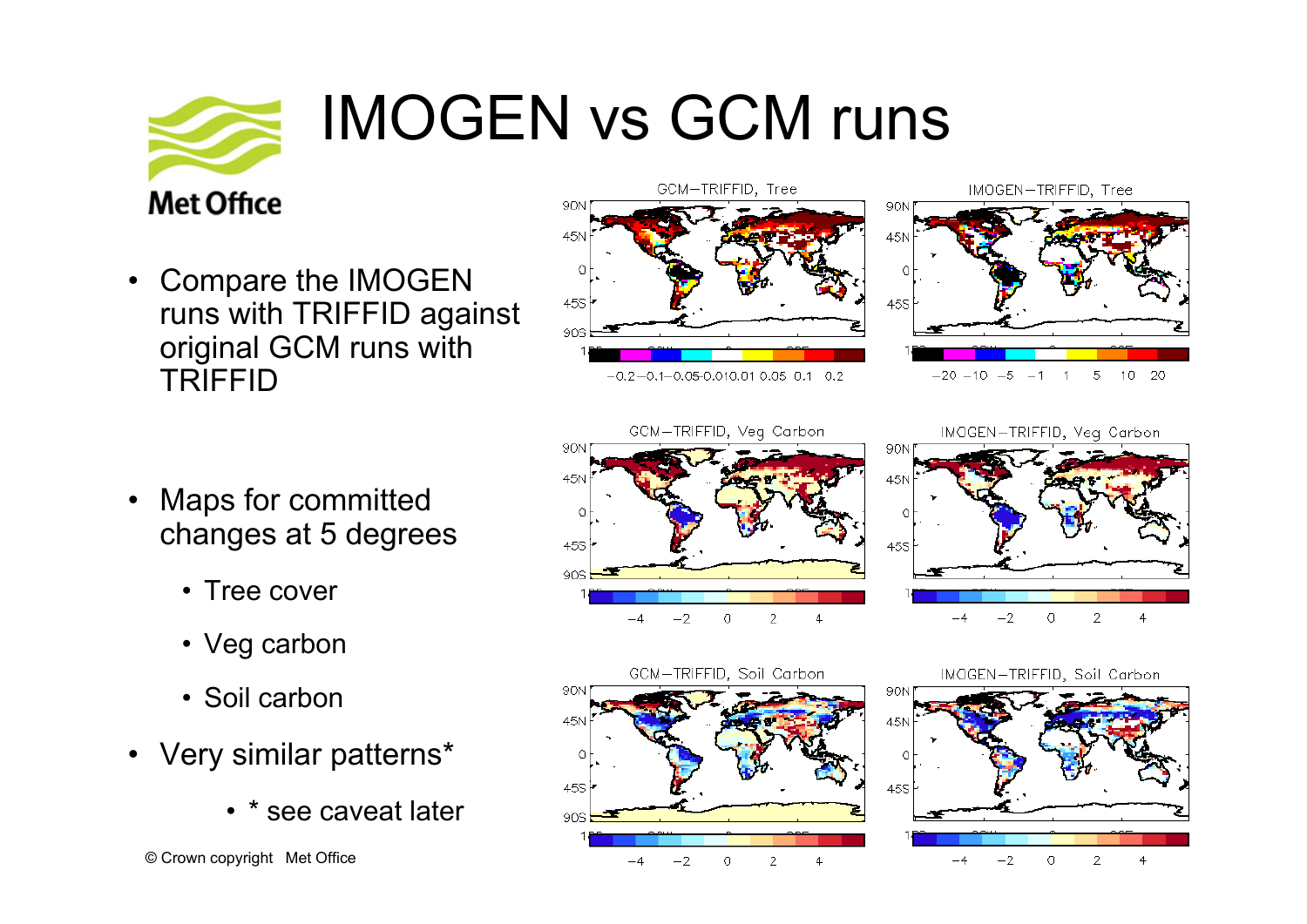# IMOGEN vs GCM runs

- Compare the IMOGEN runs with TRIFFID against original GCM runs with TRIFFID

- Maps for committed changes at 5 degrees
  - Tree cover
  - Veg carbon
  - Soil carbon
- Very similar patterns*
  - * see caveat later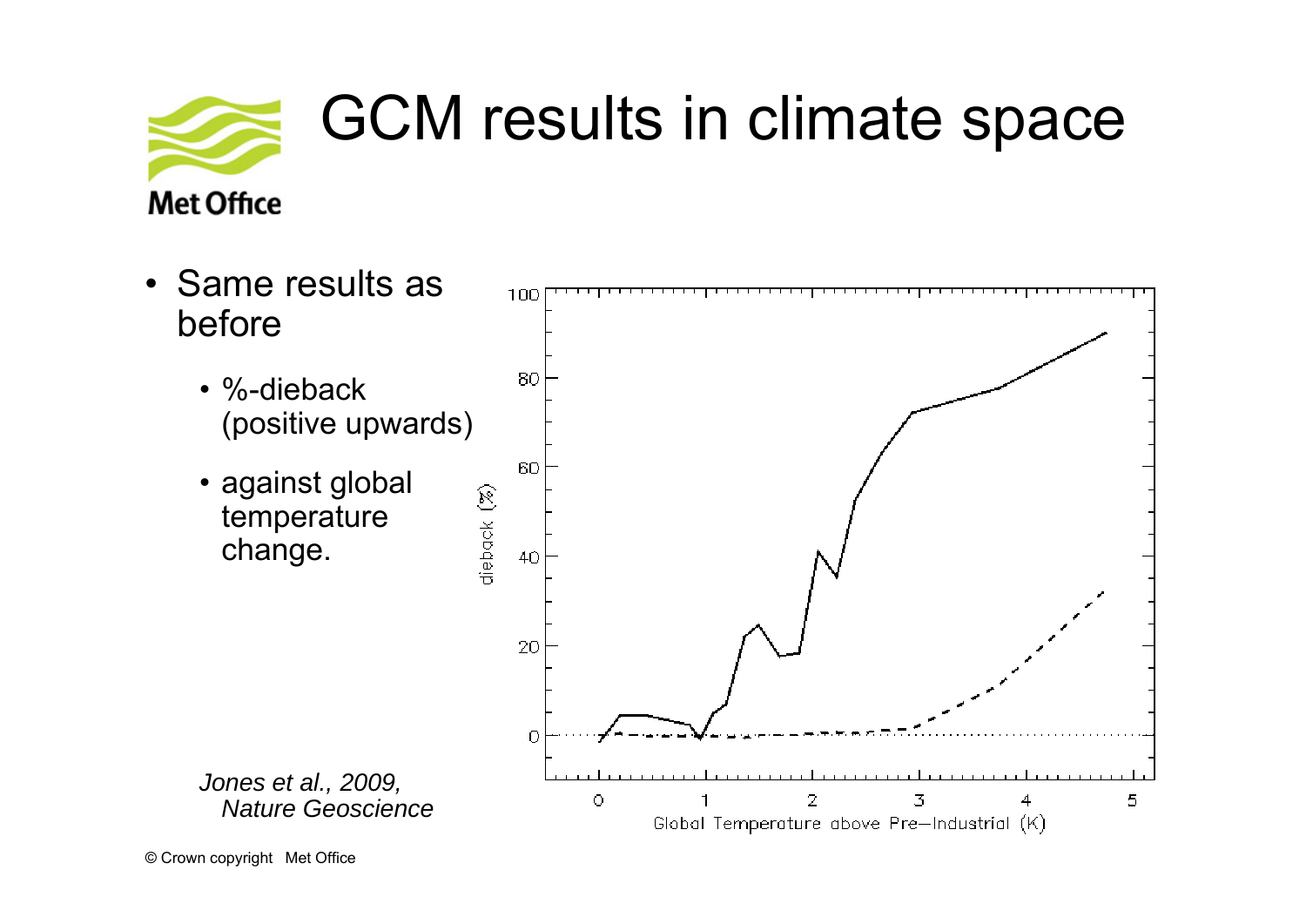# GCM results in climate space

- Same results as before
  - %-dieback (positive upwards)
  - against global temperature change.

*Jones et al., 2009, Nature Geoscience*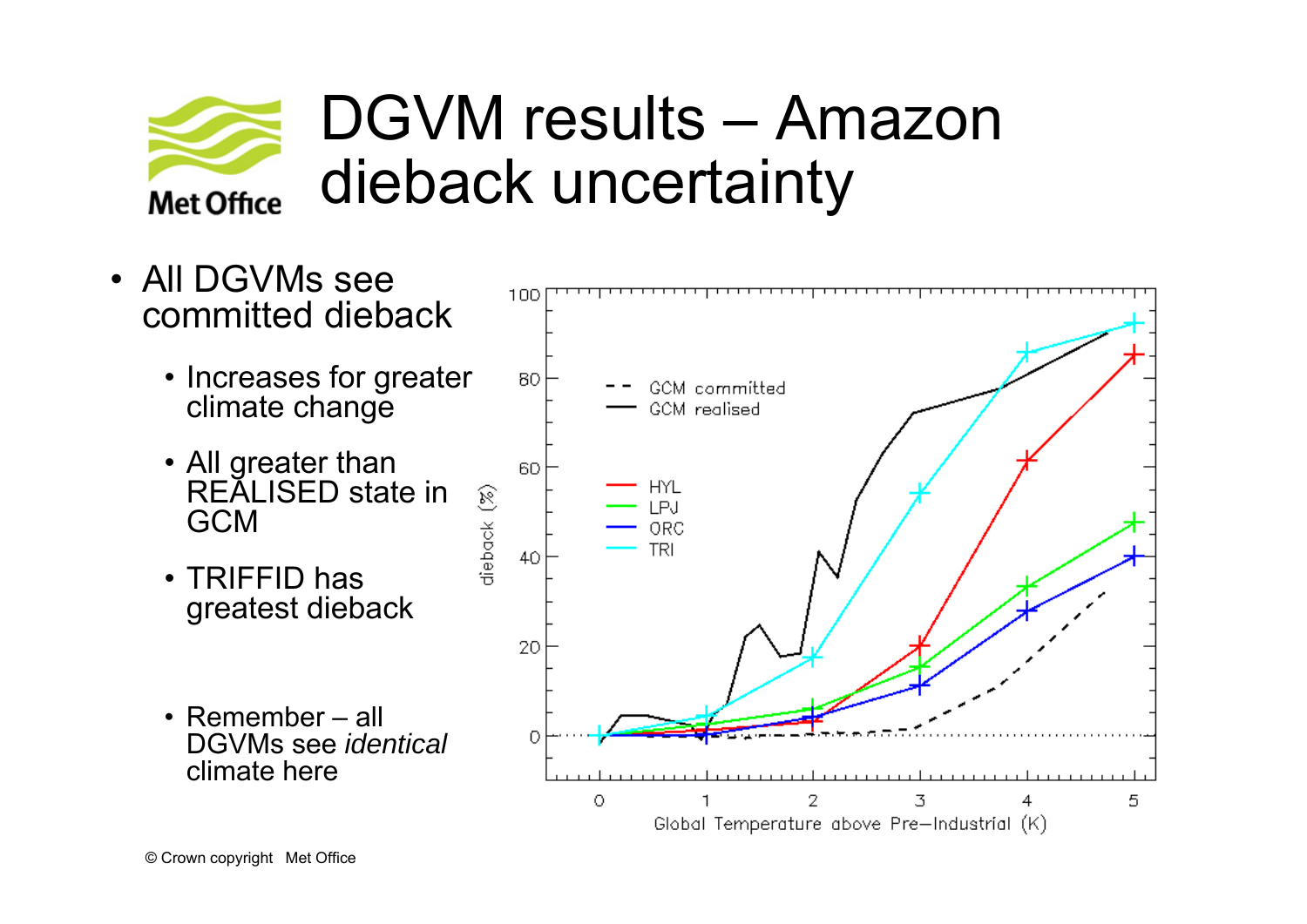# DGVM results – Amazon dieback uncertainty

- All DGVMs see committed dieback
  - Increases for greater climate change
  - All greater than REALISED state in GCM
  - TRIFFID has greatest dieback
  - Remember – all DGVMs see *identical* climate here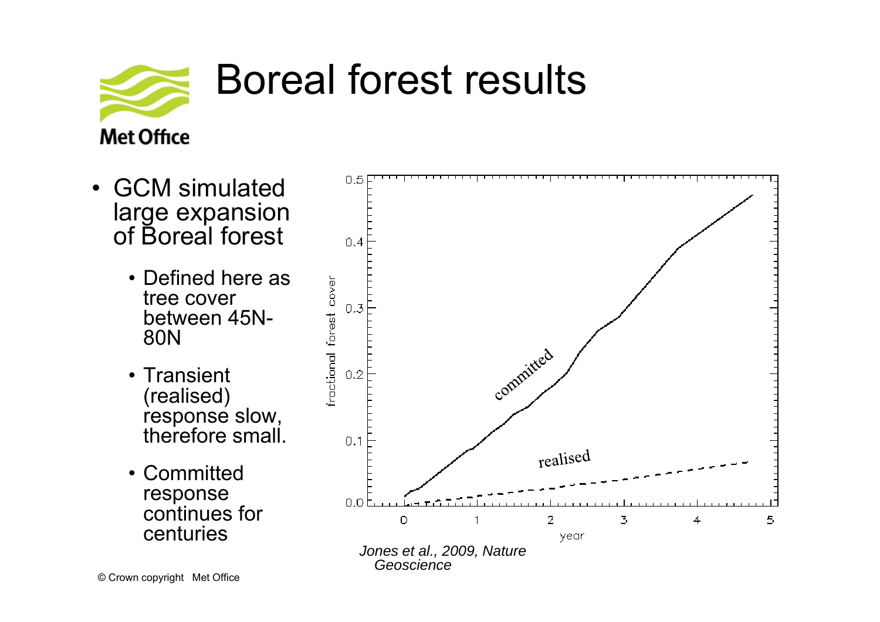# Boreal forest results

- GCM simulated large expansion of Boreal forest
  - Defined here as tree cover between 45N-80N
  - Transient (realised) response slow, therefore small.
  - Committed response continues for centuries

*Jones et al., 2009, Nature Geoscience*

© Crown copyright Met Office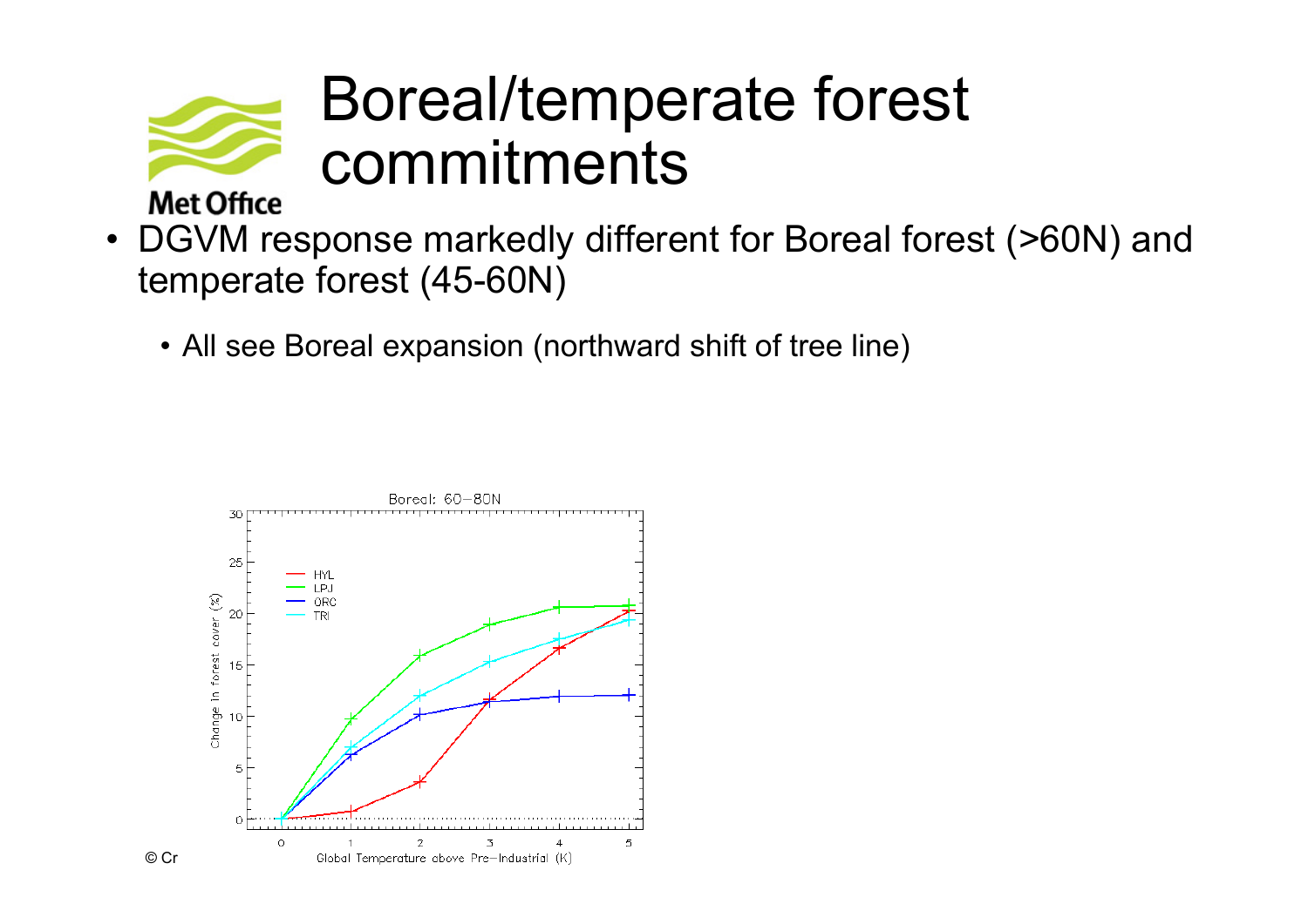# Boreal/temperate forest commitments

- DGVM response markedly different for Boreal forest (>60N) and temperate forest (45-60N)
  - All see Boreal expansion (northward shift of tree line)

© Cr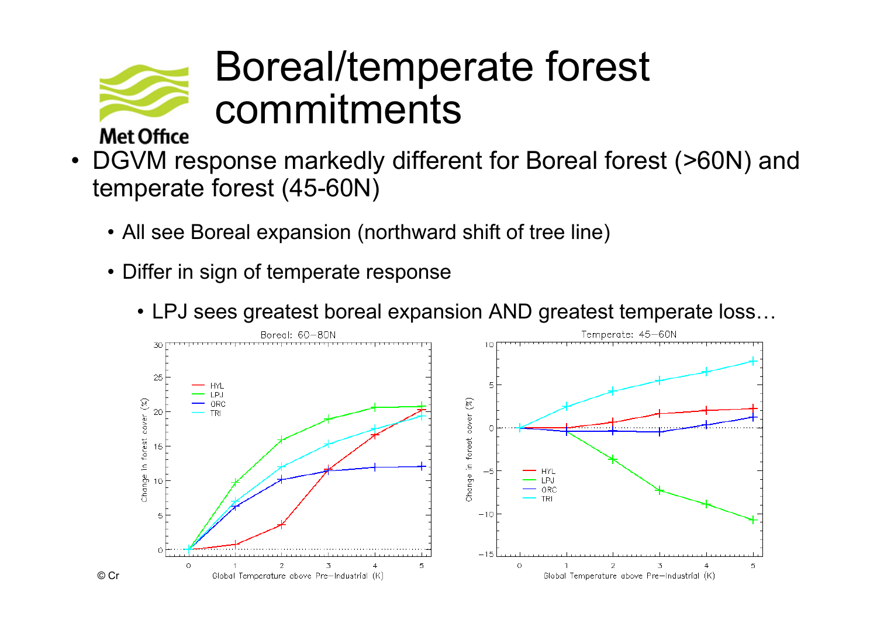# Boreal/temperate forest commitments

- DGVM response markedly different for Boreal forest (>60N) and temperate forest (45-60N)
  - All see Boreal expansion (northward shift of tree line)
  - Differ in sign of temperate response
    - LPJ sees greatest boreal expansion AND greatest temperate loss…

© Cr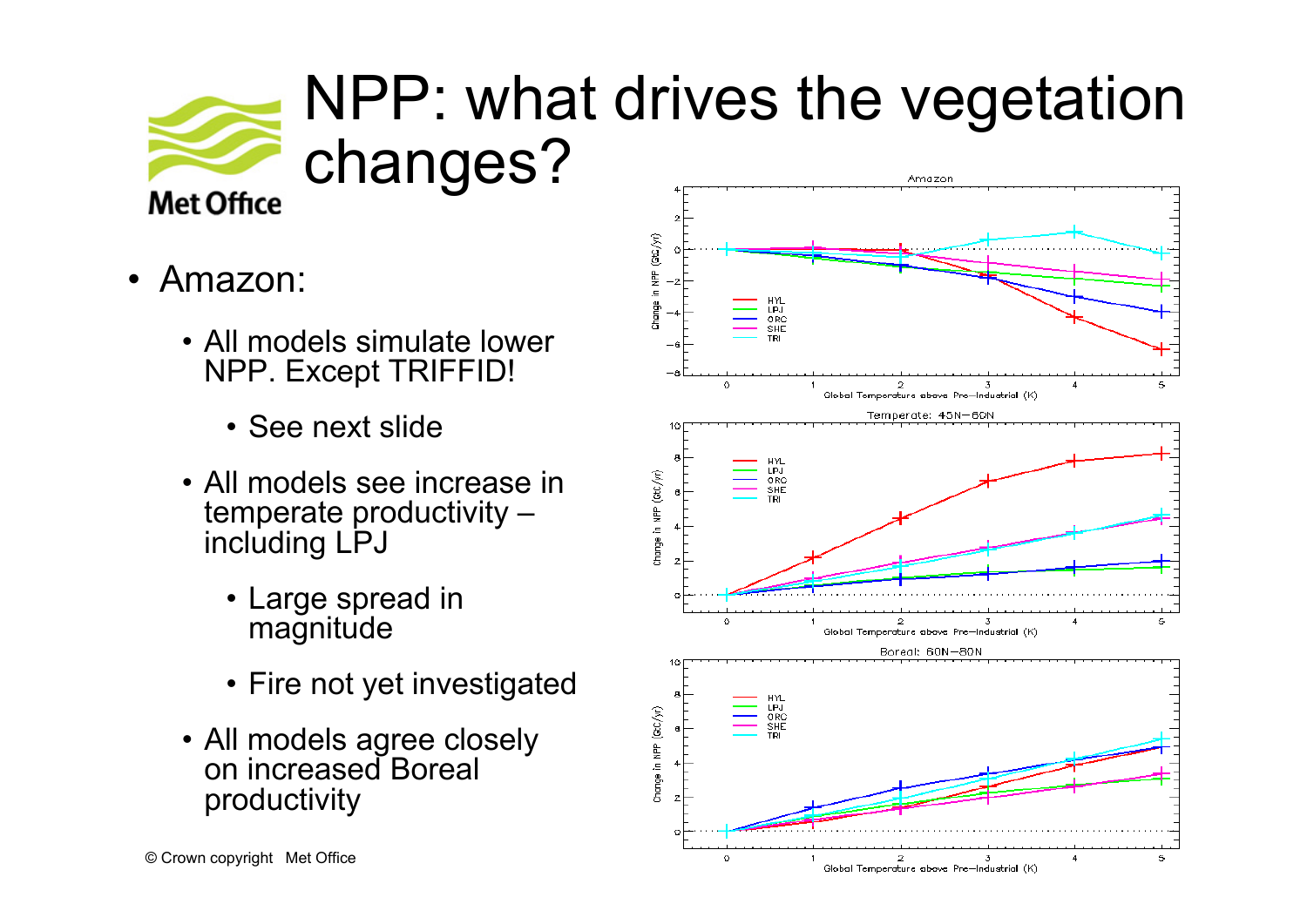# NPP: what drives the vegetation changes?

- Amazon:
  - All models simulate lower NPP. Except TRIFFID!
    - See next slide
  - All models see increase in temperate productivity – including LPJ
    - Large spread in magnitude
    - Fire not yet investigated
  - All models agree closely on increased Boreal productivity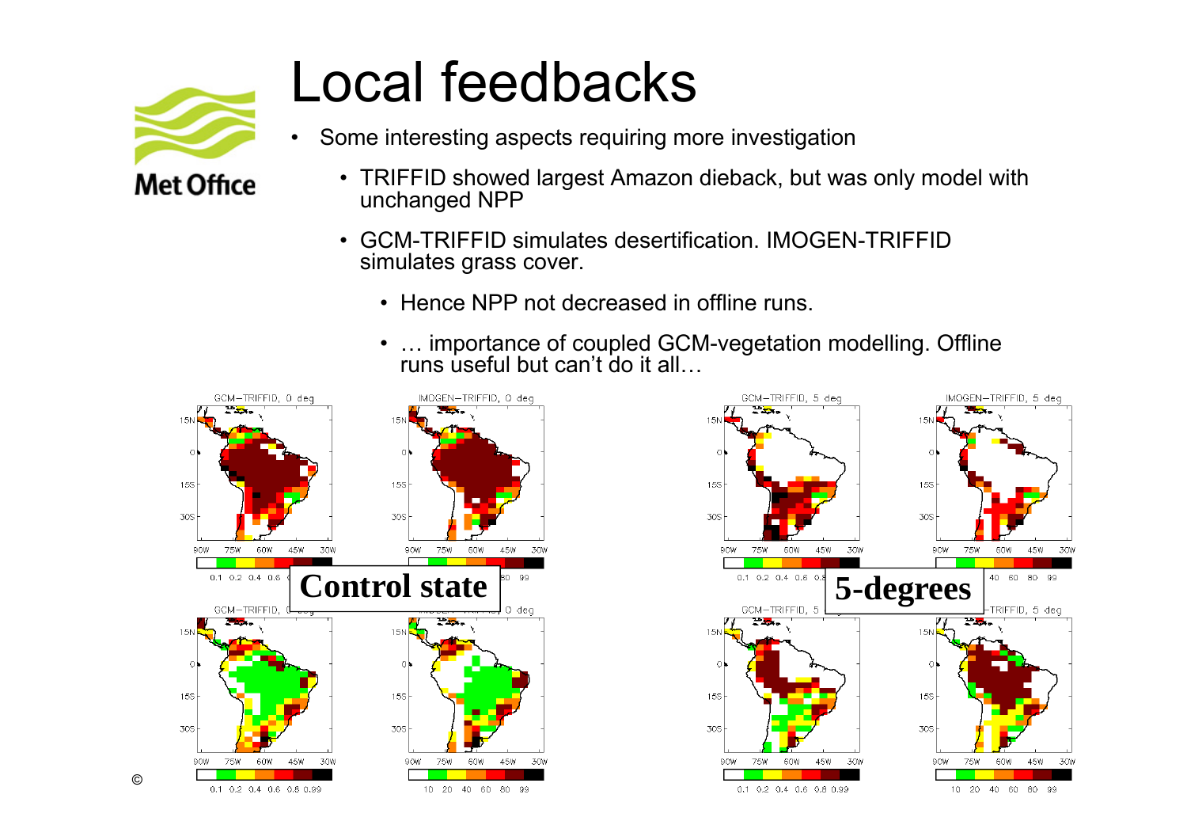# Local feedbacks

- Some interesting aspects requiring more investigation
  - TRIFFID showed largest Amazon dieback, but was only model with unchanged NPP
  - GCM-TRIFFID simulates desertification. IMOGEN-TRIFFID simulates grass cover.
    - Hence NPP not decreased in offline runs.
    - … importance of coupled GCM-vegetation modelling. Offline runs useful but can't do it all…

**Control state**

**5-degrees**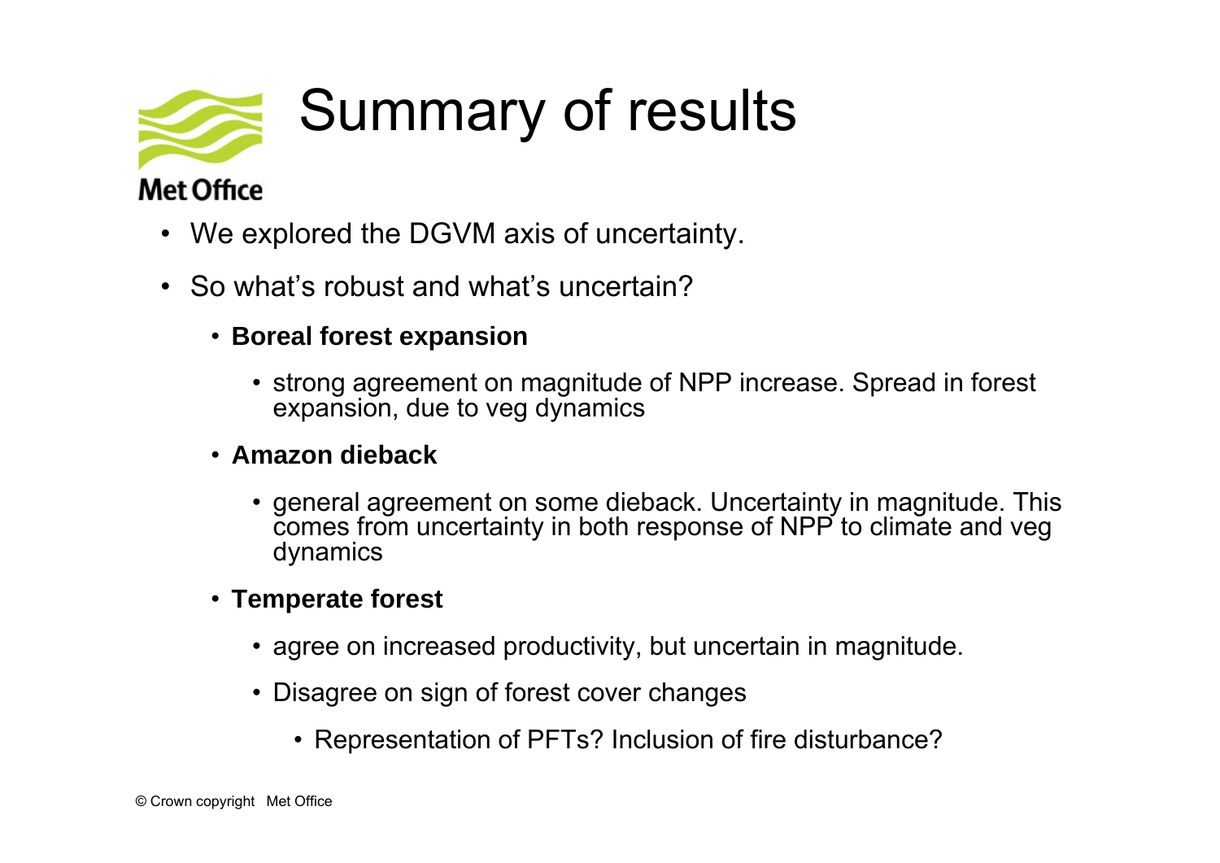# Summary of results

- We explored the DGVM axis of uncertainty.
- So what's robust and what's uncertain?
  - **Boreal forest expansion**
    - strong agreement on magnitude of NPP increase. Spread in forest expansion, due to veg dynamics
  - **Amazon dieback**
    - general agreement on some dieback. Uncertainty in magnitude. This comes from uncertainty in both response of NPP to climate and veg dynamics
  - **Temperate forest**
    - agree on increased productivity, but uncertain in magnitude.
    - Disagree on sign of forest cover changes
      - Representation of PFTs? Inclusion of fire disturbance?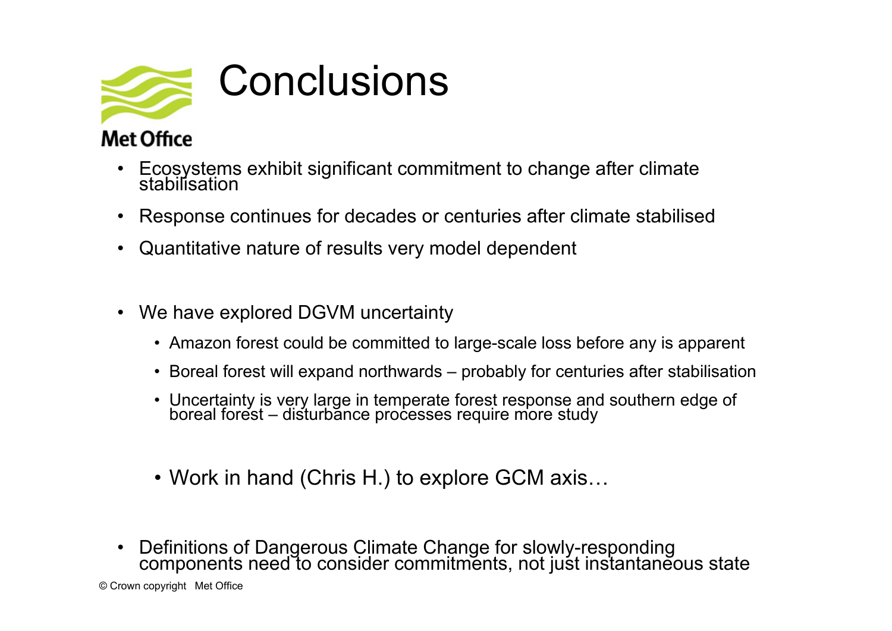# Conclusions

- Ecosystems exhibit significant commitment to change after climate stabilisation
- Response continues for decades or centuries after climate stabilised
- Quantitative nature of results very model dependent

- We have explored DGVM uncertainty
  - Amazon forest could be committed to large-scale loss before any is apparent
  - Boreal forest will expand northwards – probably for centuries after stabilisation
  - Uncertainty is very large in temperate forest response and southern edge of boreal forest – disturbance processes require more study

  - Work in hand (Chris H.) to explore GCM axis…

- Definitions of Dangerous Climate Change for slowly-responding components need to consider commitments, not just instantaneous state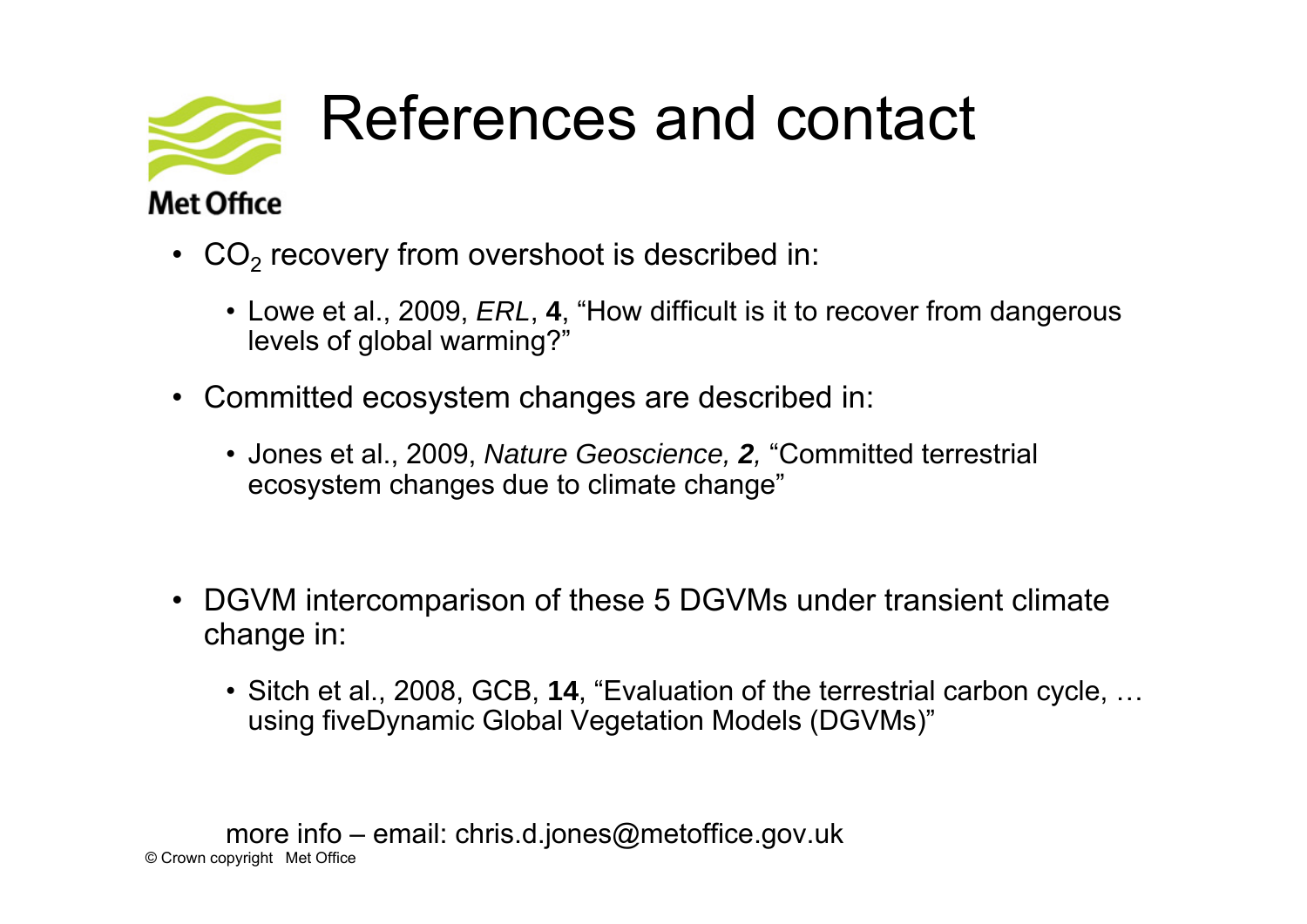# References and contact

- $CO_2$ recovery from overshoot is described in:
  - Lowe et al., 2009, *ERL*, **4**, “How difficult is it to recover from dangerous levels of global warming?”
- Committed ecosystem changes are described in:
  - Jones et al., 2009, *Nature Geoscience,* ***2,*** “Committed terrestrial ecosystem changes due to climate change”
- DGVM intercomparison of these 5 DGVMs under transient climate change in:
  - Sitch et al., 2008, GCB, **14**, “Evaluation of the terrestrial carbon cycle, … using fiveDynamic Global Vegetation Models (DGVMs)”

more info – email: chris.d.jones@metoffice.gov.uk

© Crown copyright Met Office